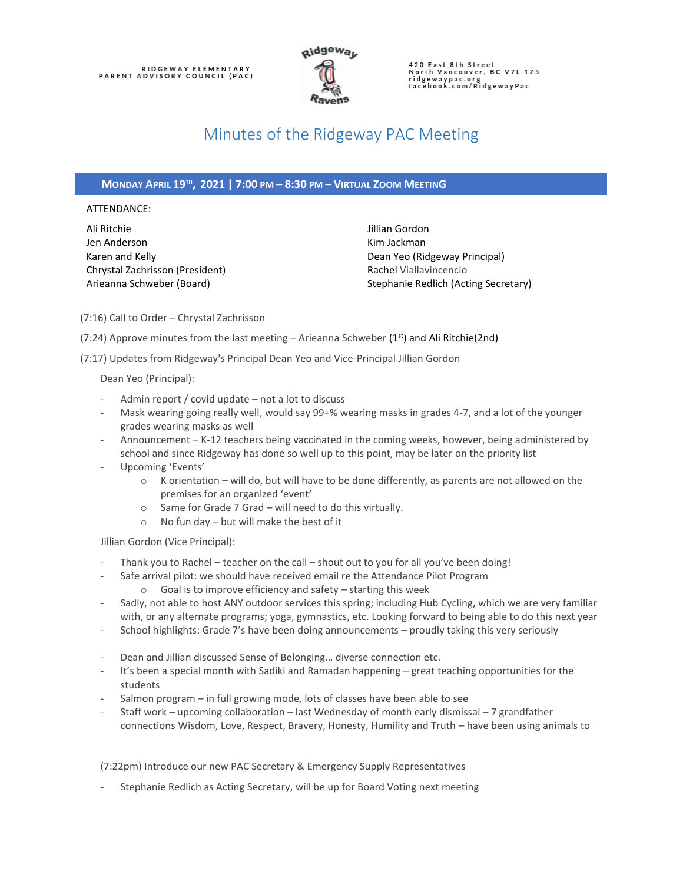RIDGEWAY ELEMENTARY
PARENT ADVISORY COUNCIL (PAC)

420 East 8th Street
North Vancouver, BC V7L 1Z5
ridgewaypac.org
facebook.com/RidgewayPac

# Minutes of the Ridgeway PAC Meeting

## MONDAY APRIL 19TH, 2021 | 7:00 PM – 8:30 PM – VIRTUAL ZOOM MEETING

ATTENDANCE:

Ali Ritchie
Jen Anderson
Karen and Kelly
Chrystal Zachrisson (President)
Arieanna Schweber (Board)
Jillian Gordon
Kim Jackman
Dean Yeo (Ridgeway Principal)
Rachel Viallavincencio
Stephanie Redlich (Acting Secretary)

(7:16) Call to Order – Chrystal Zachrisson

(7:24) Approve minutes from the last meeting – Arieanna Schweber (1st) and Ali Ritchie(2nd)

(7:17) Updates from Ridgeway's Principal Dean Yeo and Vice-Principal Jillian Gordon

Dean Yeo (Principal):

- Admin report / covid update – not a lot to discuss
- Mask wearing going really well, would say 99+% wearing masks in grades 4-7, and a lot of the younger grades wearing masks as well
- Announcement – K-12 teachers being vaccinated in the coming weeks, however, being administered by school and since Ridgeway has done so well up to this point, may be later on the priority list
- Upcoming 'Events'
  - K orientation – will do, but will have to be done differently, as parents are not allowed on the premises for an organized 'event'
  - Same for Grade 7 Grad – will need to do this virtually.
  - No fun day – but will make the best of it

Jillian Gordon (Vice Principal):

- Thank you to Rachel – teacher on the call – shout out to you for all you've been doing!
- Safe arrival pilot: we should have received email re the Attendance Pilot Program
  - Goal is to improve efficiency and safety – starting this week
- Sadly, not able to host ANY outdoor services this spring; including Hub Cycling, which we are very familiar with, or any alternate programs; yoga, gymnastics, etc. Looking forward to being able to do this next year
- School highlights: Grade 7's have been doing announcements – proudly taking this very seriously

- Dean and Jillian discussed Sense of Belonging… diverse connection etc.
- It's been a special month with Sadiki and Ramadan happening – great teaching opportunities for the students
- Salmon program – in full growing mode, lots of classes have been able to see
- Staff work – upcoming collaboration – last Wednesday of month early dismissal – 7 grandfather connections Wisdom, Love, Respect, Bravery, Honesty, Humility and Truth – have been using animals to

(7:22pm) Introduce our new PAC Secretary & Emergency Supply Representatives

- Stephanie Redlich as Acting Secretary, will be up for Board Voting next meeting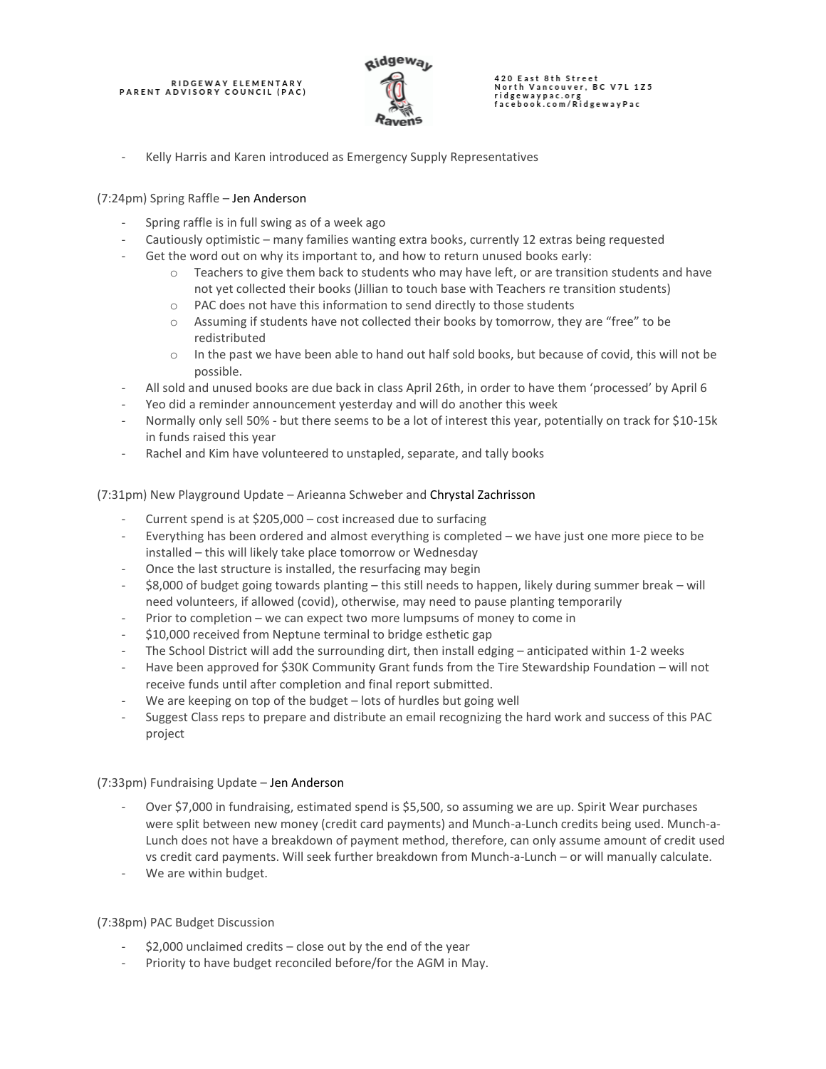- Kelly Harris and Karen introduced as Emergency Supply Representatives

(7:24pm) Spring Raffle – Jen Anderson

- Spring raffle is in full swing as of a week ago
- Cautiously optimistic – many families wanting extra books, currently 12 extras being requested
- Get the word out on why its important to, and how to return unused books early:
    - Teachers to give them back to students who may have left, or are transition students and have not yet collected their books (Jillian to touch base with Teachers re transition students)
    - PAC does not have this information to send directly to those students
    - Assuming if students have not collected their books by tomorrow, they are "free" to be redistributed
    - In the past we have been able to hand out half sold books, but because of covid, this will not be possible.
- All sold and unused books are due back in class April 26th, in order to have them 'processed' by April 6
- Yeo did a reminder announcement yesterday and will do another this week
- Normally only sell 50% - but there seems to be a lot of interest this year, potentially on track for $10-15k in funds raised this year
- Rachel and Kim have volunteered to unstapled, separate, and tally books

(7:31pm) New Playground Update – Arieanna Schweber and Chrystal Zachrisson

- Current spend is at $205,000 – cost increased due to surfacing
- Everything has been ordered and almost everything is completed – we have just one more piece to be installed – this will likely take place tomorrow or Wednesday
- Once the last structure is installed, the resurfacing may begin
- $8,000 of budget going towards planting – this still needs to happen, likely during summer break – will need volunteers, if allowed (covid), otherwise, may need to pause planting temporarily
- Prior to completion – we can expect two more lumpsums of money to come in
- $10,000 received from Neptune terminal to bridge esthetic gap
- The School District will add the surrounding dirt, then install edging – anticipated within 1-2 weeks
- Have been approved for $30K Community Grant funds from the Tire Stewardship Foundation – will not receive funds until after completion and final report submitted.
- We are keeping on top of the budget – lots of hurdles but going well
- Suggest Class reps to prepare and distribute an email recognizing the hard work and success of this PAC project

(7:33pm) Fundraising Update – Jen Anderson

- Over $7,000 in fundraising, estimated spend is $5,500, so assuming we are up. Spirit Wear purchases were split between new money (credit card payments) and Munch-a-Lunch credits being used. Munch-a-Lunch does not have a breakdown of payment method, therefore, can only assume amount of credit used vs credit card payments. Will seek further breakdown from Munch-a-Lunch – or will manually calculate.
- We are within budget.

(7:38pm) PAC Budget Discussion

- $2,000 unclaimed credits – close out by the end of the year
- Priority to have budget reconciled before/for the AGM in May.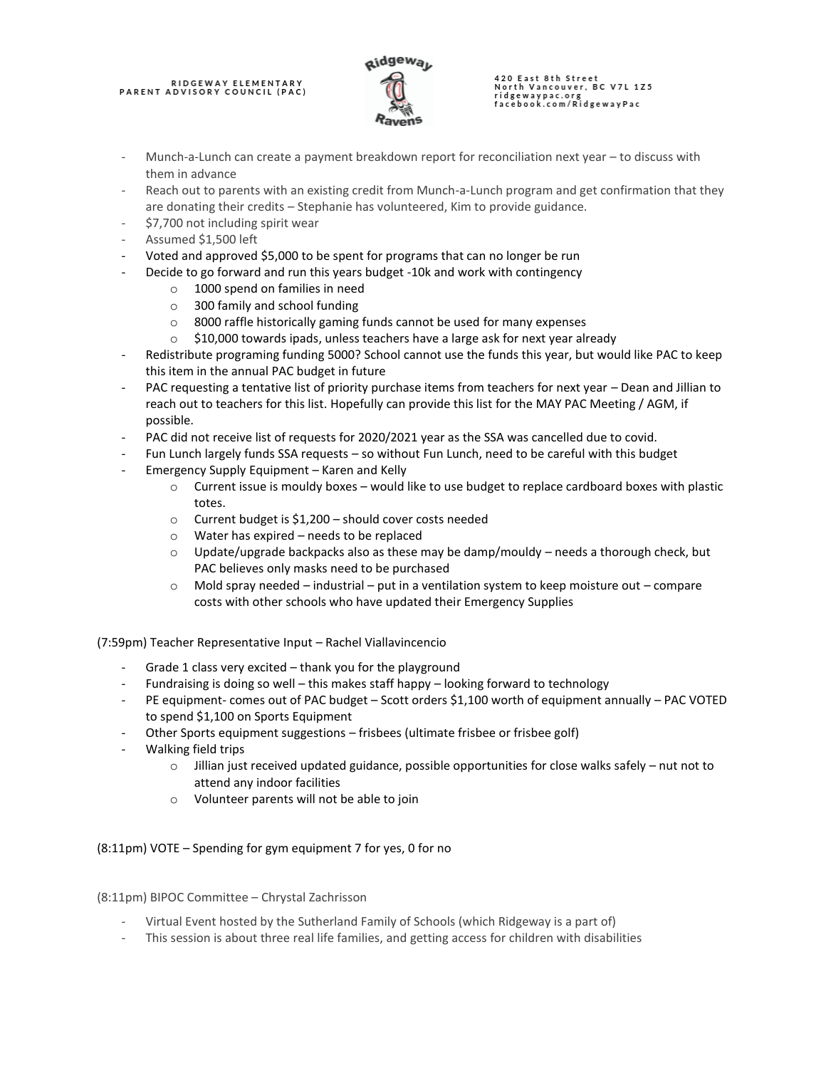- Munch-a-Lunch can create a payment breakdown report for reconciliation next year – to discuss with them in advance
- Reach out to parents with an existing credit from Munch-a-Lunch program and get confirmation that they are donating their credits – Stephanie has volunteered, Kim to provide guidance.
- $7,700 not including spirit wear
- Assumed $1,500 left
- Voted and approved $5,000 to be spent for programs that can no longer be run
- Decide to go forward and run this years budget -10k and work with contingency
    - 1000 spend on families in need
    - 300 family and school funding
    - 8000 raffle historically gaming funds cannot be used for many expenses
    - $10,000 towards ipads, unless teachers have a large ask for next year already
- Redistribute programing funding 5000? School cannot use the funds this year, but would like PAC to keep this item in the annual PAC budget in future
- PAC requesting a tentative list of priority purchase items from teachers for next year – Dean and Jillian to reach out to teachers for this list. Hopefully can provide this list for the MAY PAC Meeting / AGM, if possible.
- PAC did not receive list of requests for 2020/2021 year as the SSA was cancelled due to covid.
- Fun Lunch largely funds SSA requests – so without Fun Lunch, need to be careful with this budget
- Emergency Supply Equipment – Karen and Kelly
    - Current issue is mouldy boxes – would like to use budget to replace cardboard boxes with plastic totes.
    - Current budget is $1,200 – should cover costs needed
    - Water has expired – needs to be replaced
    - Update/upgrade backpacks also as these may be damp/mouldy – needs a thorough check, but PAC believes only masks need to be purchased
    - Mold spray needed – industrial – put in a ventilation system to keep moisture out – compare costs with other schools who have updated their Emergency Supplies

(7:59pm) Teacher Representative Input – Rachel Viallavincencio

- Grade 1 class very excited – thank you for the playground
- Fundraising is doing so well – this makes staff happy – looking forward to technology
- PE equipment- comes out of PAC budget – Scott orders $1,100 worth of equipment annually – PAC VOTED to spend $1,100 on Sports Equipment
- Other Sports equipment suggestions – frisbees (ultimate frisbee or frisbee golf)
- Walking field trips
    - Jillian just received updated guidance, possible opportunities for close walks safely – nut not to attend any indoor facilities
    - Volunteer parents will not be able to join

(8:11pm) VOTE – Spending for gym equipment 7 for yes, 0 for no

(8:11pm) BIPOC Committee – Chrystal Zachrisson

- Virtual Event hosted by the Sutherland Family of Schools (which Ridgeway is a part of)
- This session is about three real life families, and getting access for children with disabilities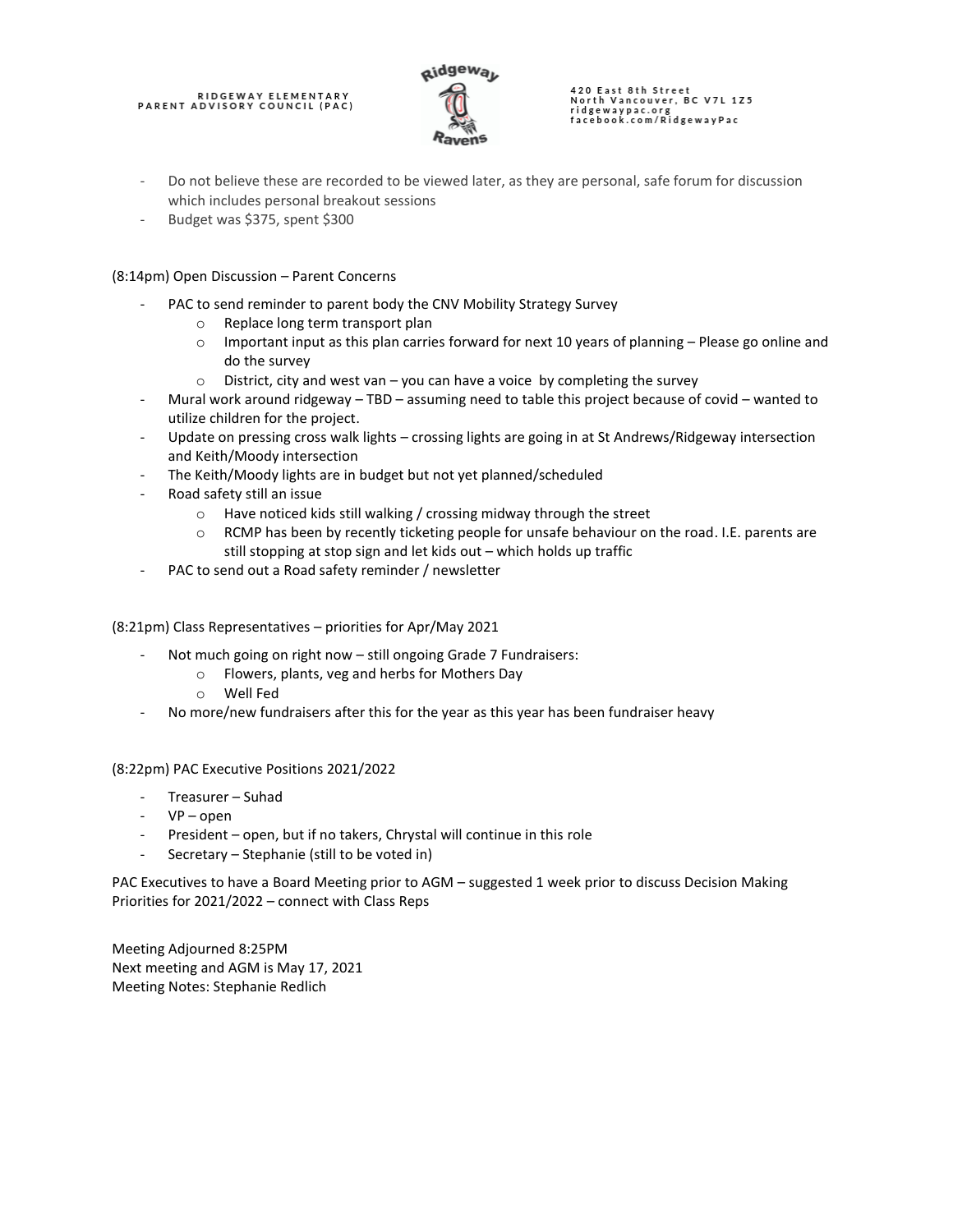- Do not believe these are recorded to be viewed later, as they are personal, safe forum for discussion which includes personal breakout sessions
- Budget was $375, spent $300

(8:14pm) Open Discussion – Parent Concerns

- PAC to send reminder to parent body the CNV Mobility Strategy Survey
    - Replace long term transport plan
    - Important input as this plan carries forward for next 10 years of planning – Please go online and do the survey
    - District, city and west van – you can have a voice by completing the survey
- Mural work around ridgeway – TBD – assuming need to table this project because of covid – wanted to utilize children for the project.
- Update on pressing cross walk lights – crossing lights are going in at St Andrews/Ridgeway intersection and Keith/Moody intersection
- The Keith/Moody lights are in budget but not yet planned/scheduled
- Road safety still an issue
    - Have noticed kids still walking / crossing midway through the street
    - RCMP has been by recently ticketing people for unsafe behaviour on the road. I.E. parents are still stopping at stop sign and let kids out – which holds up traffic
- PAC to send out a Road safety reminder / newsletter

(8:21pm) Class Representatives – priorities for Apr/May 2021

- Not much going on right now – still ongoing Grade 7 Fundraisers:
    - Flowers, plants, veg and herbs for Mothers Day
    - Well Fed
- No more/new fundraisers after this for the year as this year has been fundraiser heavy

(8:22pm) PAC Executive Positions 2021/2022

- Treasurer – Suhad
- VP – open
- President – open, but if no takers, Chrystal will continue in this role
- Secretary – Stephanie (still to be voted in)

PAC Executives to have a Board Meeting prior to AGM – suggested 1 week prior to discuss Decision Making Priorities for 2021/2022 – connect with Class Reps

Meeting Adjourned 8:25PM
Next meeting and AGM is May 17, 2021
Meeting Notes: Stephanie Redlich